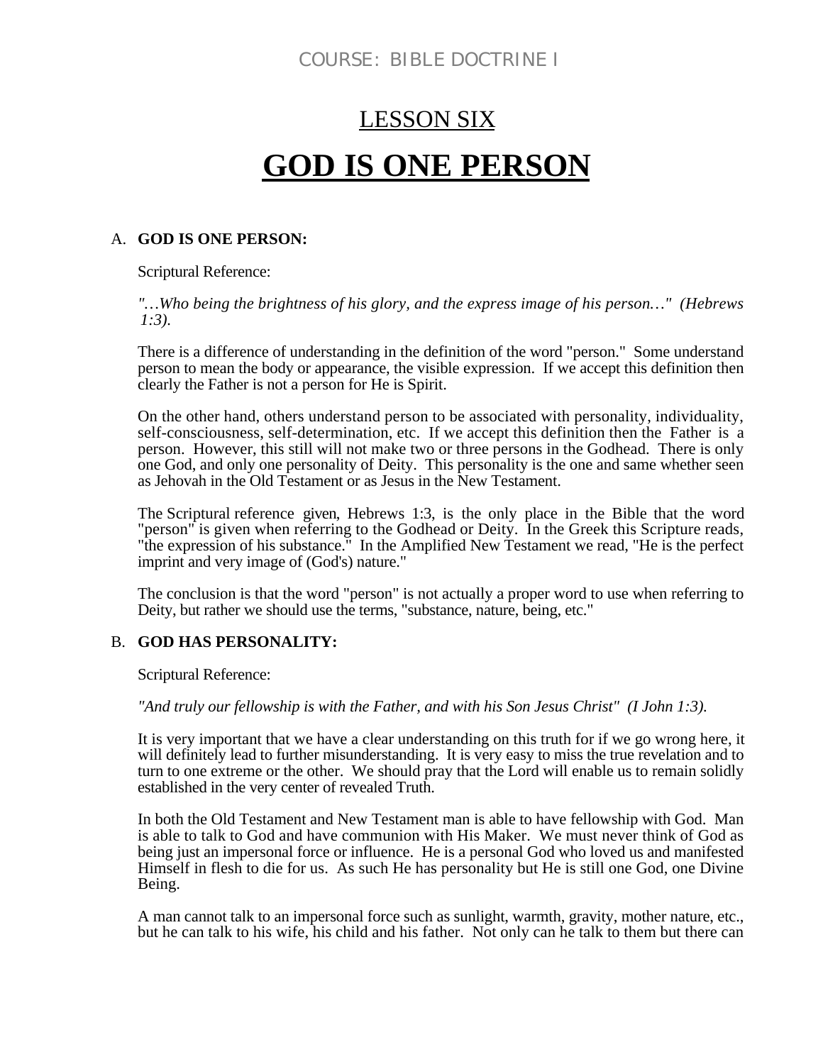COURSE: BIBLE DOCTRINE I

# LESSON SIX

# GOD IS ONE PERSON

## A. GOD IS ONE PERSON:

Scriptural Reference:

*"…Who being the brightness of his glory, and the express image of his person…" (Hebrews 1:3).*

There is a difference of understanding in the definition of the word "person." Some understand person to mean the body or appearance, the visible expression. If we accept this definition then clearly the Father is not a person for He is Spirit.

On the other hand, others understand person to be associated with personality, individuality, self-consciousness, self-determination, etc. If we accept this definition then the Father is a person. However, this still will not make two or three persons in the Godhead. There is only one God, and only one personality of Deity. This personality is the one and same whether seen as Jehovah in the Old Testament or as Jesus in the New Testament.

The Scriptural reference given, Hebrews 1:3, is the only place in the Bible that the word "person" is given when referring to the Godhead or Deity. In the Greek this Scripture reads, "the expression of his substance." In the Amplified New Testament we read, "He is the perfect imprint and very image of (God's) nature."

The conclusion is that the word "person" is not actually a proper word to use when referring to Deity, but rather we should use the terms, "substance, nature, being, etc."

## B. GOD HAS PERSONALITY:

Scriptural Reference:

*"And truly our fellowship is with the Father, and with his Son Jesus Christ" (I John 1:3).*

It is very important that we have a clear understanding on this truth for if we go wrong here, it will definitely lead to further misunderstanding. It is very easy to miss the true revelation and to turn to one extreme or the other. We should pray that the Lord will enable us to remain solidly established in the very center of revealed Truth.

In both the Old Testament and New Testament man is able to have fellowship with God. Man is able to talk to God and have communion with His Maker. We must never think of God as being just an impersonal force or influence. He is a personal God who loved us and manifested Himself in flesh to die for us. As such He has personality but He is still one God, one Divine Being.

A man cannot talk to an impersonal force such as sunlight, warmth, gravity, mother nature, etc., but he can talk to his wife, his child and his father. Not only can he talk to them but there can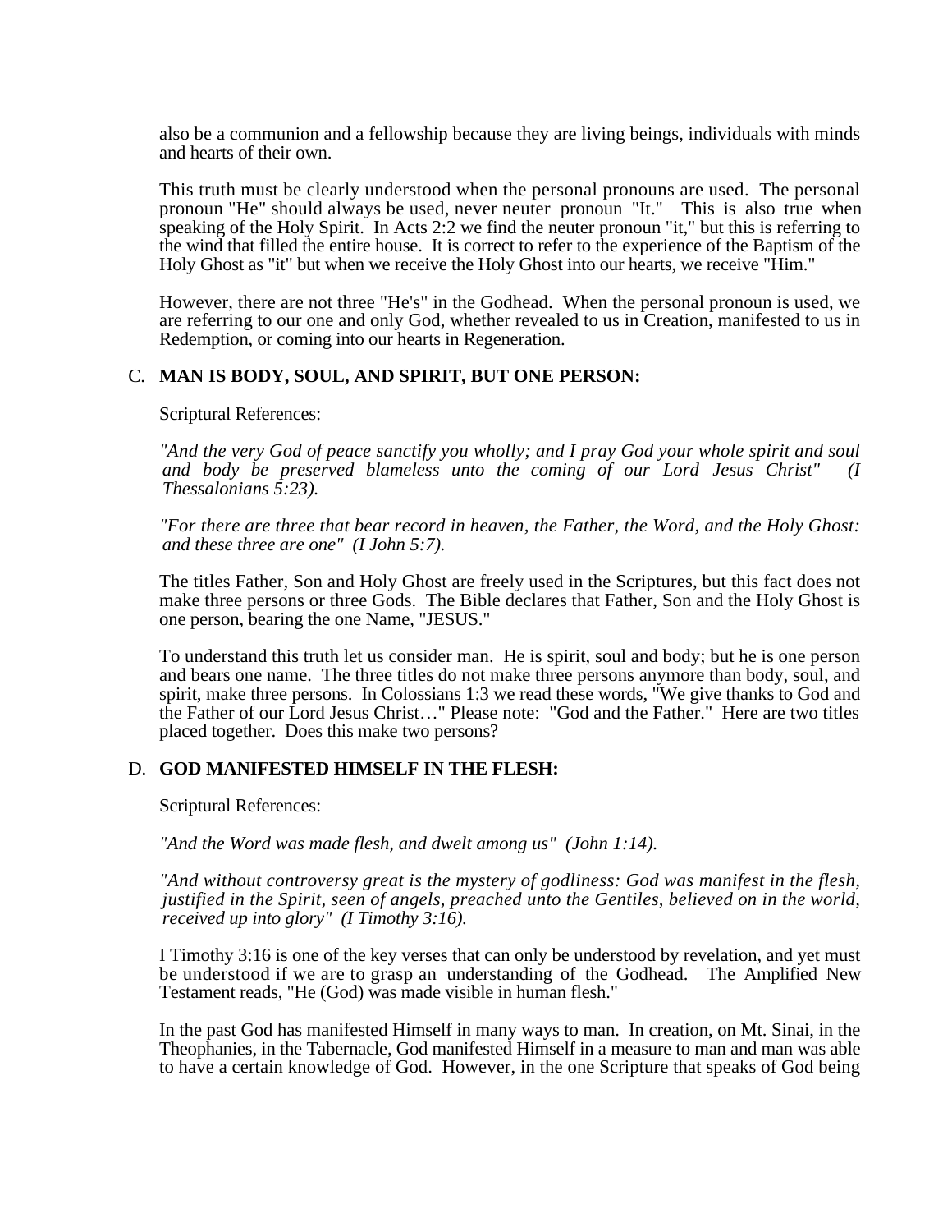also be a communion and a fellowship because they are living beings, individuals with minds and hearts of their own.

This truth must be clearly understood when the personal pronouns are used. The personal pronoun "He" should always be used, never neuter pronoun "It." This is also true when speaking of the Holy Spirit. In Acts 2:2 we find the neuter pronoun "it," but this is referring to the wind that filled the entire house. It is correct to refer to the experience of the Baptism of the Holy Ghost as "it" but when we receive the Holy Ghost into our hearts, we receive "Him."

However, there are not three "He's" in the Godhead. When the personal pronoun is used, we are referring to our one and only God, whether revealed to us in Creation, manifested to us in Redemption, or coming into our hearts in Regeneration.

C. **MAN IS BODY, SOUL, AND SPIRIT, BUT ONE PERSON:**

Scriptural References:

*"And the very God of peace sanctify you wholly; and I pray God your whole spirit and soul and body be preserved blameless unto the coming of our Lord Jesus Christ" (I Thessalonians 5:23).*

*"For there are three that bear record in heaven, the Father, the Word, and the Holy Ghost: and these three are one" (I John 5:7).*

The titles Father, Son and Holy Ghost are freely used in the Scriptures, but this fact does not make three persons or three Gods. The Bible declares that Father, Son and the Holy Ghost is one person, bearing the one Name, "JESUS."

To understand this truth let us consider man. He is spirit, soul and body; but he is one person and bears one name. The three titles do not make three persons anymore than body, soul, and spirit, make three persons. In Colossians 1:3 we read these words, "We give thanks to God and the Father of our Lord Jesus Christ…" Please note: "God and the Father." Here are two titles placed together. Does this make two persons?

D. **GOD MANIFESTED HIMSELF IN THE FLESH:**

Scriptural References:

*"And the Word was made flesh, and dwelt among us" (John 1:14).*

*"And without controversy great is the mystery of godliness: God was manifest in the flesh, justified in the Spirit, seen of angels, preached unto the Gentiles, believed on in the world, received up into glory" (I Timothy 3:16).*

I Timothy 3:16 is one of the key verses that can only be understood by revelation, and yet must be understood if we are to grasp an understanding of the Godhead. The Amplified New Testament reads, "He (God) was made visible in human flesh."

In the past God has manifested Himself in many ways to man. In creation, on Mt. Sinai, in the Theophanies, in the Tabernacle, God manifested Himself in a measure to man and man was able to have a certain knowledge of God. However, in the one Scripture that speaks of God being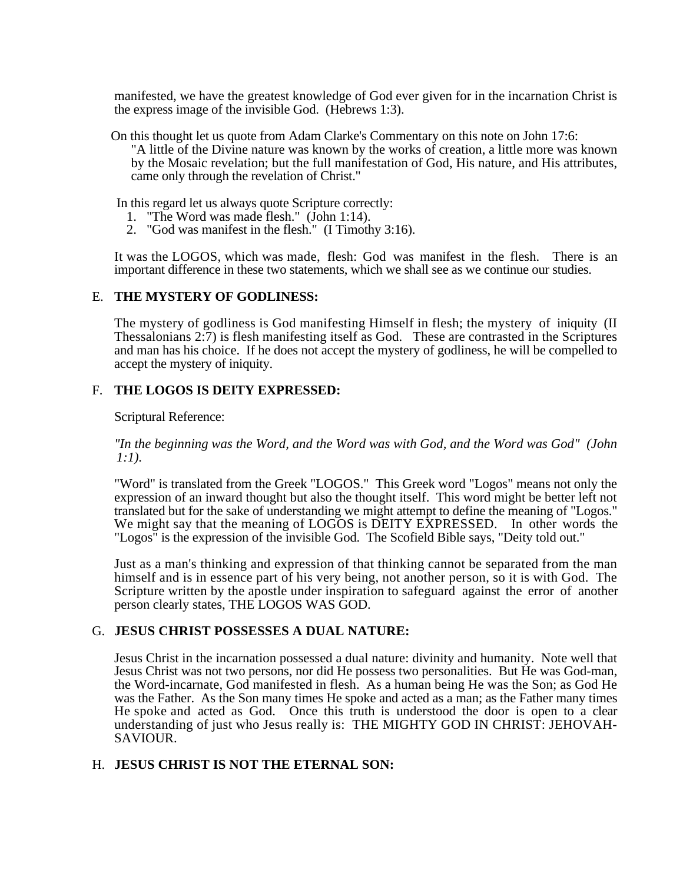manifested, we have the greatest knowledge of God ever given for in the incarnation Christ is the express image of the invisible God. (Hebrews 1:3).

On this thought let us quote from Adam Clarke's Commentary on this note on John 17:6:

> "A little of the Divine nature was known by the works of creation, a little more was known by the Mosaic revelation; but the full manifestation of God, His nature, and His attributes, came only through the revelation of Christ."

In this regard let us always quote Scripture correctly:

1. "The Word was made flesh." (John 1:14).
2. "God was manifest in the flesh." (I Timothy 3:16).

It was the LOGOS, which was made, flesh: God was manifest in the flesh. There is an important difference in these two statements, which we shall see as we continue our studies.

## E. THE MYSTERY OF GODLINESS:

The mystery of godliness is God manifesting Himself in flesh; the mystery of iniquity (II Thessalonians 2:7) is flesh manifesting itself as God. These are contrasted in the Scriptures and man has his choice. If he does not accept the mystery of godliness, he will be compelled to accept the mystery of iniquity.

## F. THE LOGOS IS DEITY EXPRESSED:

Scriptural Reference:

*"In the beginning was the Word, and the Word was with God, and the Word was God" (John 1:1).*

"Word" is translated from the Greek "LOGOS." This Greek word "Logos" means not only the expression of an inward thought but also the thought itself. This word might be better left not translated but for the sake of understanding we might attempt to define the meaning of "Logos." We might say that the meaning of LOGOS is DEITY EXPRESSED. In other words the "Logos" is the expression of the invisible God. The Scofield Bible says, "Deity told out."

Just as a man's thinking and expression of that thinking cannot be separated from the man himself and is in essence part of his very being, not another person, so it is with God. The Scripture written by the apostle under inspiration to safeguard against the error of another person clearly states, THE LOGOS WAS GOD.

## G. JESUS CHRIST POSSESSES A DUAL NATURE:

Jesus Christ in the incarnation possessed a dual nature: divinity and humanity. Note well that Jesus Christ was not two persons, nor did He possess two personalities. But He was God-man, the Word-incarnate, God manifested in flesh. As a human being He was the Son; as God He was the Father. As the Son many times He spoke and acted as a man; as the Father many times He spoke and acted as God. Once this truth is understood the door is open to a clear understanding of just who Jesus really is: THE MIGHTY GOD IN CHRIST: JEHOVAH-SAVIOUR.

## H. JESUS CHRIST IS NOT THE ETERNAL SON: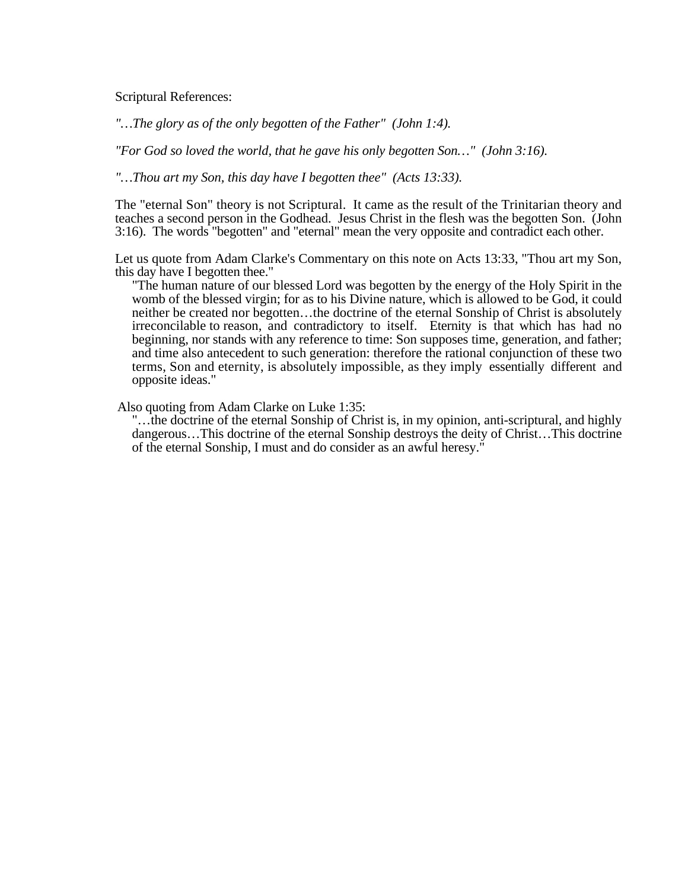Scriptural References:

*"…The glory as of the only begotten of the Father" (John 1:4).*

*"For God so loved the world, that he gave his only begotten Son…" (John 3:16).*

*"…Thou art my Son, this day have I begotten thee" (Acts 13:33).*

The "eternal Son" theory is not Scriptural. It came as the result of the Trinitarian theory and teaches a second person in the Godhead. Jesus Christ in the flesh was the begotten Son. (John 3:16). The words "begotten" and "eternal" mean the very opposite and contradict each other.

Let us quote from Adam Clarke's Commentary on this note on Acts 13:33, "Thou art my Son, this day have I begotten thee."

> "The human nature of our blessed Lord was begotten by the energy of the Holy Spirit in the womb of the blessed virgin; for as to his Divine nature, which is allowed to be God, it could neither be created nor begotten…the doctrine of the eternal Sonship of Christ is absolutely irreconcilable to reason, and contradictory to itself. Eternity is that which has had no beginning, nor stands with any reference to time: Son supposes time, generation, and father; and time also antecedent to such generation: therefore the rational conjunction of these two terms, Son and eternity, is absolutely impossible, as they imply essentially different and opposite ideas."

Also quoting from Adam Clarke on Luke 1:35:

> "…the doctrine of the eternal Sonship of Christ is, in my opinion, anti-scriptural, and highly dangerous…This doctrine of the eternal Sonship destroys the deity of Christ…This doctrine of the eternal Sonship, I must and do consider as an awful heresy."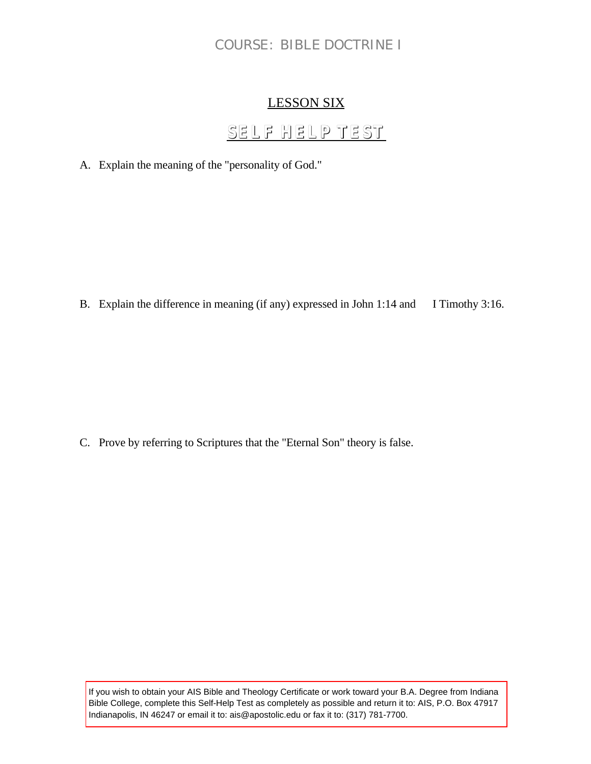COURSE: BIBLE DOCTRINE I

## LESSON SIX

## SELF HELP TEST

A. Explain the meaning of the "personality of God."

B. Explain the difference in meaning (if any) expressed in John 1:14 and I Timothy 3:16.

C. Prove by referring to Scriptures that the "Eternal Son" theory is false.

If you wish to obtain your AIS Bible and Theology Certificate or work toward your B.A. Degree from Indiana Bible College, complete this Self-Help Test as completely as possible and return it to: AIS, P.O. Box 47917 Indianapolis, IN 46247 or email it to: ais@apostolic.edu or fax it to: (317) 781-7700.